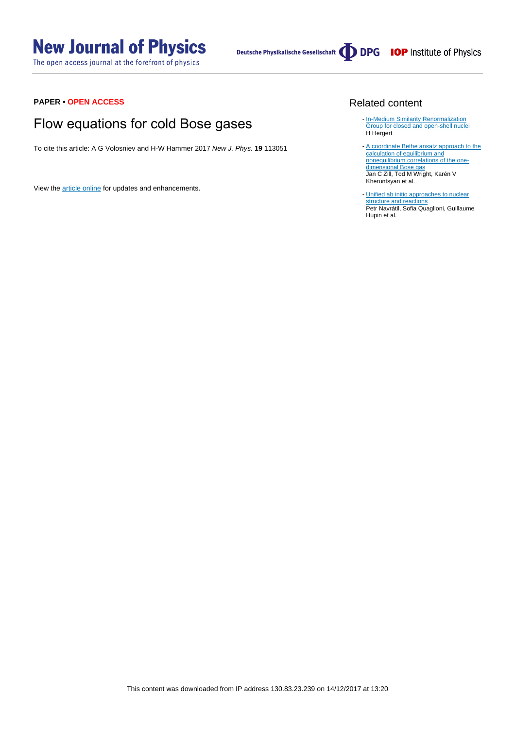**PAPER • OPEN ACCESS**

# Flow equations for cold Bose gases

To cite this article: A G Volosniev and H-W Hammer 2017 *New J. Phys.* **19** 113051

View the article online for updates and enhancements.

## Related content

- In-Medium Similarity Renormalization Group for closed and open-shell nuclei
  H Hergert

- A coordinate Bethe ansatz approach to the calculation of equilibrium and nonequilibrium correlations of the one-dimensional Bose gas
  Jan C Zill, Tod M Wright, Karén V Kheruntsyan et al.

- Unified ab initio approaches to nuclear structure and reactions
  Petr Navrátil, Sofia Quaglioni, Guillaume Hupin et al.

This content was downloaded from IP address 130.83.23.239 on 14/12/2017 at 13:20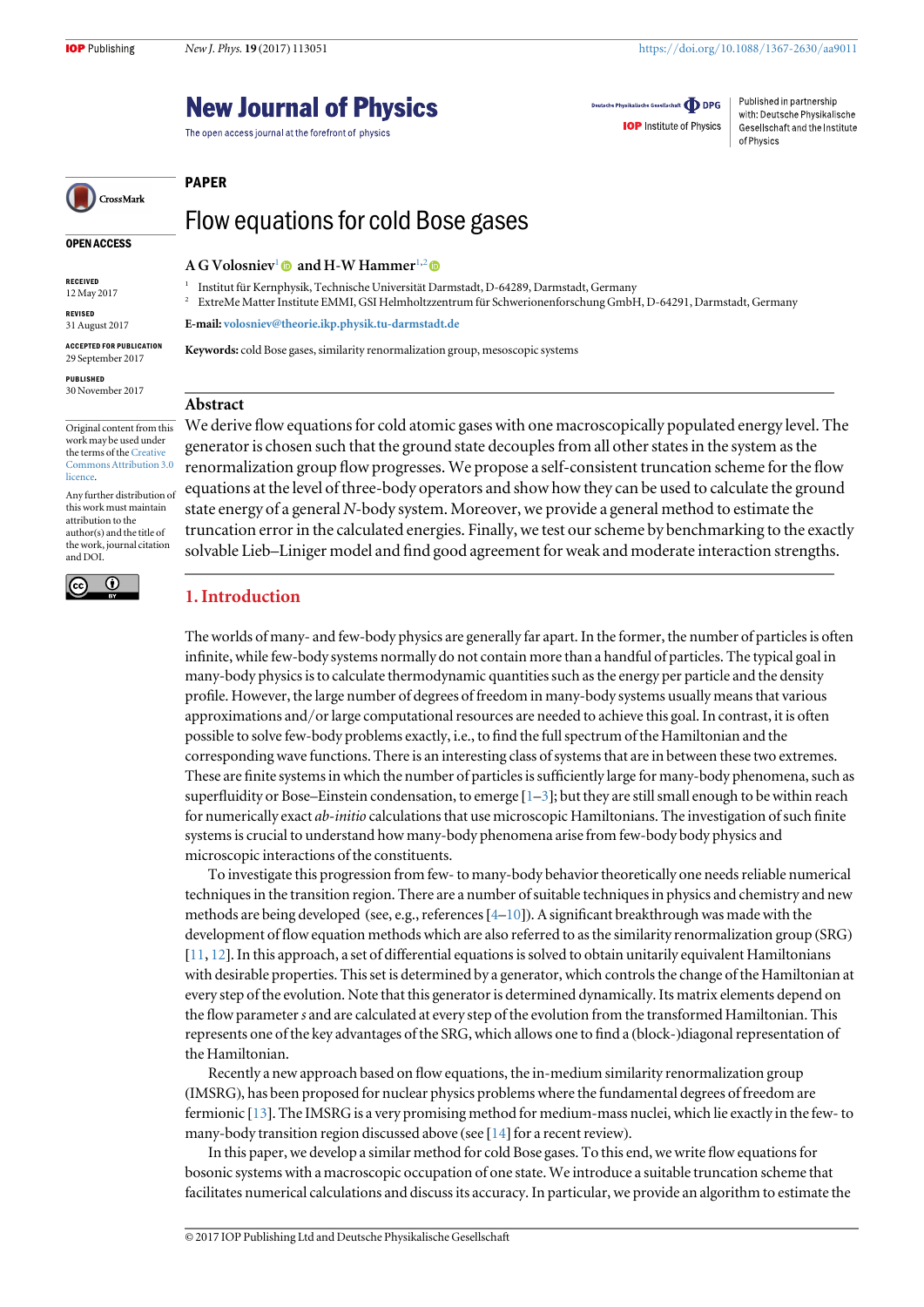**PAPER**

# Flow equations for cold Bose gases

**A G Volosniev**[1] **and H-W Hammer**[1,2]

[1] Institut für Kernphysik, Technische Universität Darmstadt, D-64289, Darmstadt, Germany

[2] ExtreMe Matter Institute EMMI, GSI Helmholtzentrum für Schwerionenforschung GmbH, D-64291, Darmstadt, Germany

**E-mail:** volosniev@theorie.ikp.physik.tu-darmstadt.de

**Keywords:** cold Bose gases, similarity renormalization group, mesoscopic systems

**OPEN ACCESS**

RECEIVED
12 May 2017

REVISED
31 August 2017

ACCEPTED FOR PUBLICATION
29 September 2017

PUBLISHED
30 November 2017

Original content from this work may be used under the terms of the Creative Commons Attribution 3.0 licence.

Any further distribution of this work must maintain attribution to the author(s) and the title of the work, journal citation and DOI.

## Abstract

We derive flow equations for cold atomic gases with one macroscopically populated energy level. The generator is chosen such that the ground state decouples from all other states in the system as the renormalization group flow progresses. We propose a self-consistent truncation scheme for the flow equations at the level of three-body operators and show how they can be used to calculate the ground state energy of a general $N$-body system. Moreover, we provide a general method to estimate the truncation error in the calculated energies. Finally, we test our scheme by benchmarking to the exactly solvable Lieb–Liniger model and find good agreement for weak and moderate interaction strengths.

## 1. Introduction

The worlds of many- and few-body physics are generally far apart. In the former, the number of particles is often infinite, while few-body systems normally do not contain more than a handful of particles. The typical goal in many-body physics is to calculate thermodynamic quantities such as the energy per particle and the density profile. However, the large number of degrees of freedom in many-body systems usually means that various approximations and/or large computational resources are needed to achieve this goal. In contrast, it is often possible to solve few-body problems exactly, i.e., to find the full spectrum of the Hamiltonian and the corresponding wave functions. There is an interesting class of systems that are in between these two extremes. These are finite systems in which the number of particles is sufficiently large for many-body phenomena, such as superfluidity or Bose–Einstein condensation, to emerge [1–3]; but they are still small enough to be within reach for numerically exact *ab-initio* calculations that use microscopic Hamiltonians. The investigation of such finite systems is crucial to understand how many-body phenomena arise from few-body body physics and microscopic interactions of the constituents.

To investigate this progression from few- to many-body behavior theoretically one needs reliable numerical techniques in the transition region. There are a number of suitable techniques in physics and chemistry and new methods are being developed (see, e.g., references [4–10]). A significant breakthrough was made with the development of flow equation methods which are also referred to as the similarity renormalization group (SRG) [11, 12]. In this approach, a set of differential equations is solved to obtain unitarily equivalent Hamiltonians with desirable properties. This set is determined by a generator, which controls the change of the Hamiltonian at every step of the evolution. Note that this generator is determined dynamically. Its matrix elements depend on the flow parameter $s$ and are calculated at every step of the evolution from the transformed Hamiltonian. This represents one of the key advantages of the SRG, which allows one to find a (block-)diagonal representation of the Hamiltonian.

Recently a new approach based on flow equations, the in-medium similarity renormalization group (IMSRG), has been proposed for nuclear physics problems where the fundamental degrees of freedom are fermionic [13]. The IMSRG is a very promising method for medium-mass nuclei, which lie exactly in the few- to many-body transition region discussed above (see [14] for a recent review).

In this paper, we develop a similar method for cold Bose gases. To this end, we write flow equations for bosonic systems with a macroscopic occupation of one state. We introduce a suitable truncation scheme that facilitates numerical calculations and discuss its accuracy. In particular, we provide an algorithm to estimate the

© 2017 IOP Publishing Ltd and Deutsche Physikalische Gesellschaft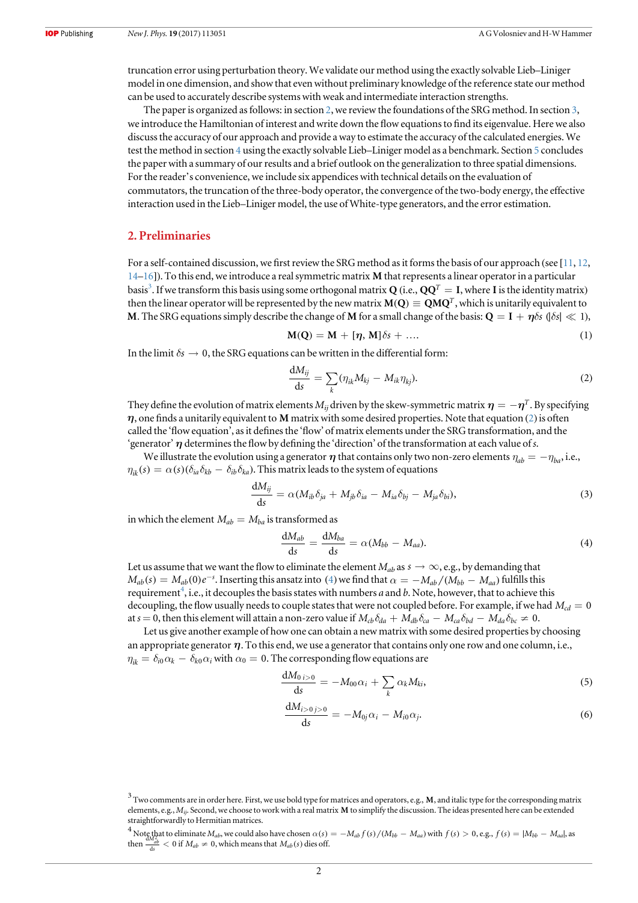truncation error using perturbation theory. We validate our method using the exactly solvable Lieb–Liniger model in one dimension, and show that even without preliminary knowledge of the reference state our method can be used to accurately describe systems with weak and intermediate interaction strengths.

The paper is organized as follows: in section 2, we review the foundations of the SRG method. In section 3, we introduce the Hamiltonian of interest and write down the flow equations to find its eigenvalue. Here we also discuss the accuracy of our approach and provide a way to estimate the accuracy of the calculated energies. We test the method in section 4 using the exactly solvable Lieb–Liniger model as a benchmark. Section 5 concludes the paper with a summary of our results and a brief outlook on the generalization to three spatial dimensions. For the reader's convenience, we include six appendices with technical details on the evaluation of commutators, the truncation of the three-body operator, the convergence of the two-body energy, the effective interaction used in the Lieb–Liniger model, the use of White-type generators, and the error estimation.

## 2. Preliminaries

For a self-contained discussion, we first review the SRG method as it forms the basis of our approach (see [11, 12, 14–16]). To this end, we introduce a real symmetric matrix $\mathbf{M}$ that represents a linear operator in a particular basis[3]. If we transform this basis using some orthogonal matrix $\mathbf{Q}$ (i.e., $\mathbf{Q}\mathbf{Q}^T = \mathbf{I}$, where $\mathbf{I}$ is the identity matrix) then the linear operator will be represented by the new matrix $\mathbf{M}(\mathbf{Q}) \equiv \mathbf{Q}\mathbf{M}\mathbf{Q}^T$, which is unitarily equivalent to $\mathbf{M}$. The SRG equations simply describe the change of $\mathbf{M}$ for a small change of the basis: $\mathbf{Q} = \mathbf{I} + \boldsymbol{\eta}\delta s$ ($|\delta s| \ll 1$),

$$\mathbf{M}(\mathbf{Q}) = \mathbf{M} + [\boldsymbol{\eta}, \mathbf{M}]\delta s + \ldots. \tag{1}$$

In the limit $\delta s \to 0$, the SRG equations can be written in the differential form:

$$\frac{\mathrm{d}M_{ij}}{\mathrm{d}s} = \sum_k (\eta_{ik} M_{kj} - M_{ik}\eta_{kj}). \tag{2}$$

They define the evolution of matrix elements $M_{ij}$ driven by the skew-symmetric matrix $\boldsymbol{\eta} = -\boldsymbol{\eta}^T$. By specifying $\boldsymbol{\eta}$, one finds a unitarily equivalent to $\mathbf{M}$ matrix with some desired properties. Note that equation (2) is often called the 'flow equation', as it defines the 'flow' of matrix elements under the SRG transformation, and the 'generator' $\boldsymbol{\eta}$ determines the flow by defining the 'direction' of the transformation at each value of $s$.

We illustrate the evolution using a generator $\boldsymbol{\eta}$ that contains only two non-zero elements $\eta_{ab} = -\eta_{ba}$, i.e., $\eta_{ik}(s) = \alpha(s)(\delta_{ia}\delta_{kb} - \delta_{ib}\delta_{ka})$. This matrix leads to the system of equations

$$\frac{\mathrm{d}M_{ij}}{\mathrm{d}s} = \alpha(M_{ib}\delta_{ja} + M_{jb}\delta_{ia} - M_{ia}\delta_{bj} - M_{ja}\delta_{bi}), \tag{3}$$

in which the element $M_{ab} = M_{ba}$ is transformed as

$$\frac{\mathrm{d}M_{ab}}{\mathrm{d}s} = \frac{\mathrm{d}M_{ba}}{\mathrm{d}s} = \alpha(M_{bb} - M_{aa}). \tag{4}$$

Let us assume that we want the flow to eliminate the element $M_{ab}$ as $s \to \infty$, e.g., by demanding that $M_{ab}(s) = M_{ab}(0)e^{-s}$. Inserting this ansatz into (4) we find that $\alpha = -M_{ab}/(M_{bb} - M_{aa})$ fulfills this requirement[4], i.e., it decouples the basis states with numbers $a$ and $b$. Note, however, that to achieve this decoupling, the flow usually needs to couple states that were not coupled before. For example, if we had $M_{cd} = 0$ at $s = 0$, then this element will attain a non-zero value if $M_{cb}\delta_{da} + M_{db}\delta_{ca} - M_{ca}\delta_{bd} - M_{da}\delta_{bc} \neq 0$.

Let us give another example of how one can obtain a new matrix with some desired properties by choosing an appropriate generator $\boldsymbol{\eta}$. To this end, we use a generator that contains only one row and one column, i.e., $\eta_{ik} = \delta_{i0}\alpha_k - \delta_{k0}\alpha_i$ with $\alpha_0 = 0$. The corresponding flow equations are

$$\frac{\mathrm{d}M_{0\,i>0}}{\mathrm{d}s} = -M_{00}\alpha_i + \sum_k \alpha_k M_{ki}, \tag{5}$$

$$\frac{\mathrm{d}M_{i>0\,j>0}}{\mathrm{d}s} = -M_{0j}\alpha_i - M_{i0}\alpha_j. \tag{6}$$

[3] Two comments are in order here. First, we use bold type for matrices and operators, e.g., $\mathbf{M}$, and italic type for the corresponding matrix elements, e.g., $M_{ij}$. Second, we choose to work with a real matrix $\mathbf{M}$ to simplify the discussion. The ideas presented here can be extended straightforwardly to Hermitian matrices.

[4] Note that to eliminate $M_{ab}$, we could also have chosen $\alpha(s) = -M_{ab}f(s)/(M_{bb} - M_{aa})$ with $f(s) > 0$, e.g., $f(s) = |M_{bb} - M_{aa}|$, as then $\frac{\mathrm{d}M_{ab}^2}{\mathrm{d}s} < 0$ if $M_{ab} \neq 0$, which means that $M_{ab}(s)$ dies off.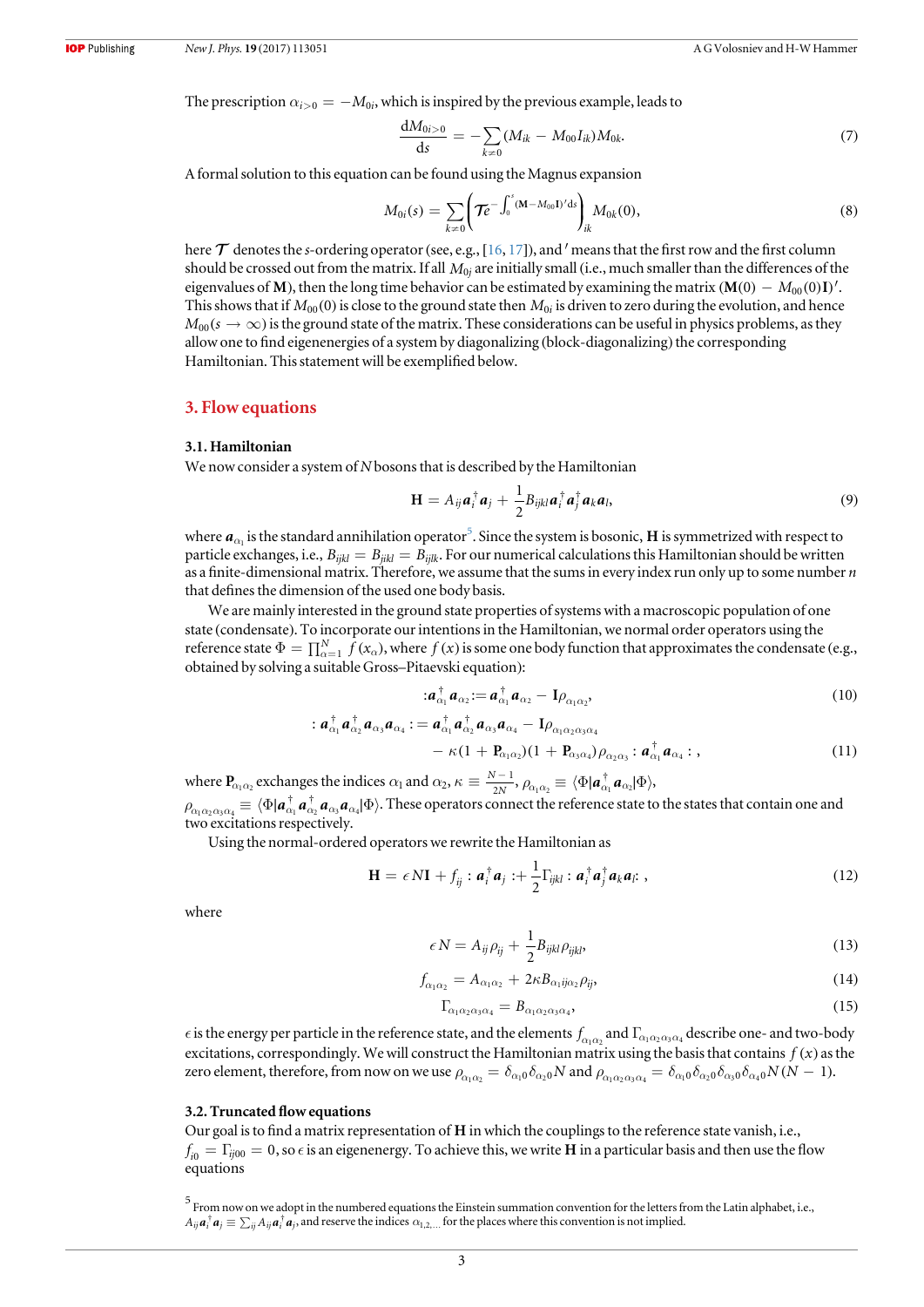The prescription $\alpha_{i>0} = -M_{0i}$, which is inspired by the previous example, leads to

$$\frac{\mathrm{d}M_{0i>0}}{\mathrm{d}s} = -\sum_{k\neq 0}(M_{ik} - M_{00}I_{ik})M_{0k}. \tag{7}$$

A formal solution to this equation can be found using the Magnus expansion

$$M_{0i}(s) = \sum_{k\neq 0}\left(\mathcal{T}e^{-\int_0^s(\mathbf{M}-M_{00}\mathbf{I})'\mathrm{d}s}\right)_{ik} M_{0k}(0), \tag{8}$$

here $\mathcal{T}$ denotes the $s$-ordering operator (see, e.g., [16, 17]), and $'$ means that the first row and the first column should be crossed out from the matrix. If all $M_{0j}$ are initially small (i.e., much smaller than the differences of the eigenvalues of $\mathbf{M}$), then the long time behavior can be estimated by examining the matrix $(\mathbf{M}(0) - M_{00}(0)\mathbf{I})'$. This shows that if $M_{00}(0)$ is close to the ground state then $M_{0i}$ is driven to zero during the evolution, and hence $M_{00}(s\to\infty)$ is the ground state of the matrix. These considerations can be useful in physics problems, as they allow one to find eigenenergies of a system by diagonalizing (block-diagonalizing) the corresponding Hamiltonian. This statement will be exemplified below.

## 3. Flow equations

### 3.1. Hamiltonian

We now consider a system of $N$ bosons that is described by the Hamiltonian

$$\mathbf{H} = A_{ij}\boldsymbol{a}_i^\dagger\boldsymbol{a}_j + \frac{1}{2}B_{ijkl}\boldsymbol{a}_i^\dagger\boldsymbol{a}_j^\dagger\boldsymbol{a}_k\boldsymbol{a}_l, \tag{9}$$

where $\boldsymbol{a}_{\alpha_1}$ is the standard annihilation operator[5]. Since the system is bosonic, $\mathbf{H}$ is symmetrized with respect to particle exchanges, i.e., $B_{ijkl} = B_{jikl} = B_{ijlk}$. For our numerical calculations this Hamiltonian should be written as a finite-dimensional matrix. Therefore, we assume that the sums in every index run only up to some number $n$ that defines the dimension of the used one body basis.

We are mainly interested in the ground state properties of systems with a macroscopic population of one state (condensate). To incorporate our intentions in the Hamiltonian, we normal order operators using the reference state $\Phi = \prod_{\alpha=1}^N f(x_\alpha)$, where $f(x)$ is some one body function that approximates the condensate (e.g., obtained by solving a suitable Gross–Pitaevski equation):

$$:\boldsymbol{a}_{\alpha_1}^\dagger\boldsymbol{a}_{\alpha_2}: = \boldsymbol{a}_{\alpha_1}^\dagger\boldsymbol{a}_{\alpha_2} - \mathbf{I}\rho_{\alpha_1\alpha_2}, \tag{10}$$

$$\begin{aligned}:\boldsymbol{a}_{\alpha_1}^\dagger\boldsymbol{a}_{\alpha_2}^\dagger\boldsymbol{a}_{\alpha_3}\boldsymbol{a}_{\alpha_4}: &= \boldsymbol{a}_{\alpha_1}^\dagger\boldsymbol{a}_{\alpha_2}^\dagger\boldsymbol{a}_{\alpha_3}\boldsymbol{a}_{\alpha_4} - \mathbf{I}\rho_{\alpha_1\alpha_2\alpha_3\alpha_4} \\ &\quad - \kappa(1+\mathbf{P}_{\alpha_1\alpha_2})(1+\mathbf{P}_{\alpha_3\alpha_4})\rho_{\alpha_2\alpha_3} :\boldsymbol{a}_{\alpha_1}^\dagger\boldsymbol{a}_{\alpha_4}:,\end{aligned} \tag{11}$$

where $\mathbf{P}_{\alpha_1\alpha_2}$ exchanges the indices $\alpha_1$ and $\alpha_2$, $\kappa \equiv \frac{N-1}{2N}$, $\rho_{\alpha_1\alpha_2} \equiv \langle\Phi|\boldsymbol{a}_{\alpha_1}^\dagger\boldsymbol{a}_{\alpha_2}|\Phi\rangle$, $\rho_{\alpha_1\alpha_2\alpha_3\alpha_4} \equiv \langle\Phi|\boldsymbol{a}_{\alpha_1}^\dagger\boldsymbol{a}_{\alpha_2}^\dagger\boldsymbol{a}_{\alpha_3}\boldsymbol{a}_{\alpha_4}|\Phi\rangle$. These operators connect the reference state to the states that contain one and two excitations respectively.

Using the normal-ordered operators we rewrite the Hamiltonian as

$$\mathbf{H} = \epsilon N\mathbf{I} + f_{ij}:\boldsymbol{a}_i^\dagger\boldsymbol{a}_j: + \frac{1}{2}\Gamma_{ijkl}:\boldsymbol{a}_i^\dagger\boldsymbol{a}_j^\dagger\boldsymbol{a}_k\boldsymbol{a}_l:, \tag{12}$$

where

$$\epsilon N = A_{ij}\rho_{ij} + \frac{1}{2}B_{ijkl}\rho_{ijkl}, \tag{13}$$

$$f_{\alpha_1\alpha_2} = A_{\alpha_1\alpha_2} + 2\kappa B_{\alpha_1 ij\alpha_2}\rho_{ij}, \tag{14}$$

$$\Gamma_{\alpha_1\alpha_2\alpha_3\alpha_4} = B_{\alpha_1\alpha_2\alpha_3\alpha_4}, \tag{15}$$

$\epsilon$ is the energy per particle in the reference state, and the elements $f_{\alpha_1\alpha_2}$ and $\Gamma_{\alpha_1\alpha_2\alpha_3\alpha_4}$ describe one- and two-body excitations, correspondingly. We will construct the Hamiltonian matrix using the basis that contains $f(x)$ as the zero element, therefore, from now on we use $\rho_{\alpha_1\alpha_2} = \delta_{\alpha_1 0}\delta_{\alpha_2 0}N$ and $\rho_{\alpha_1\alpha_2\alpha_3\alpha_4} = \delta_{\alpha_1 0}\delta_{\alpha_2 0}\delta_{\alpha_3 0}\delta_{\alpha_4 0}N(N-1)$.

### 3.2. Truncated flow equations

Our goal is to find a matrix representation of $\mathbf{H}$ in which the couplings to the reference state vanish, i.e., $f_{i0} = \Gamma_{ij00} = 0$, so $\epsilon$ is an eigenenergy. To achieve this, we write $\mathbf{H}$ in a particular basis and then use the flow equations

[5] From now on we adopt in the numbered equations the Einstein summation convention for the letters from the Latin alphabet, i.e., $A_{ij}\boldsymbol{a}_i^\dagger\boldsymbol{a}_j \equiv \sum_{ij}A_{ij}\boldsymbol{a}_i^\dagger\boldsymbol{a}_j$, and reserve the indices $\alpha_{1,2,\ldots}$ for the places where this convention is not implied.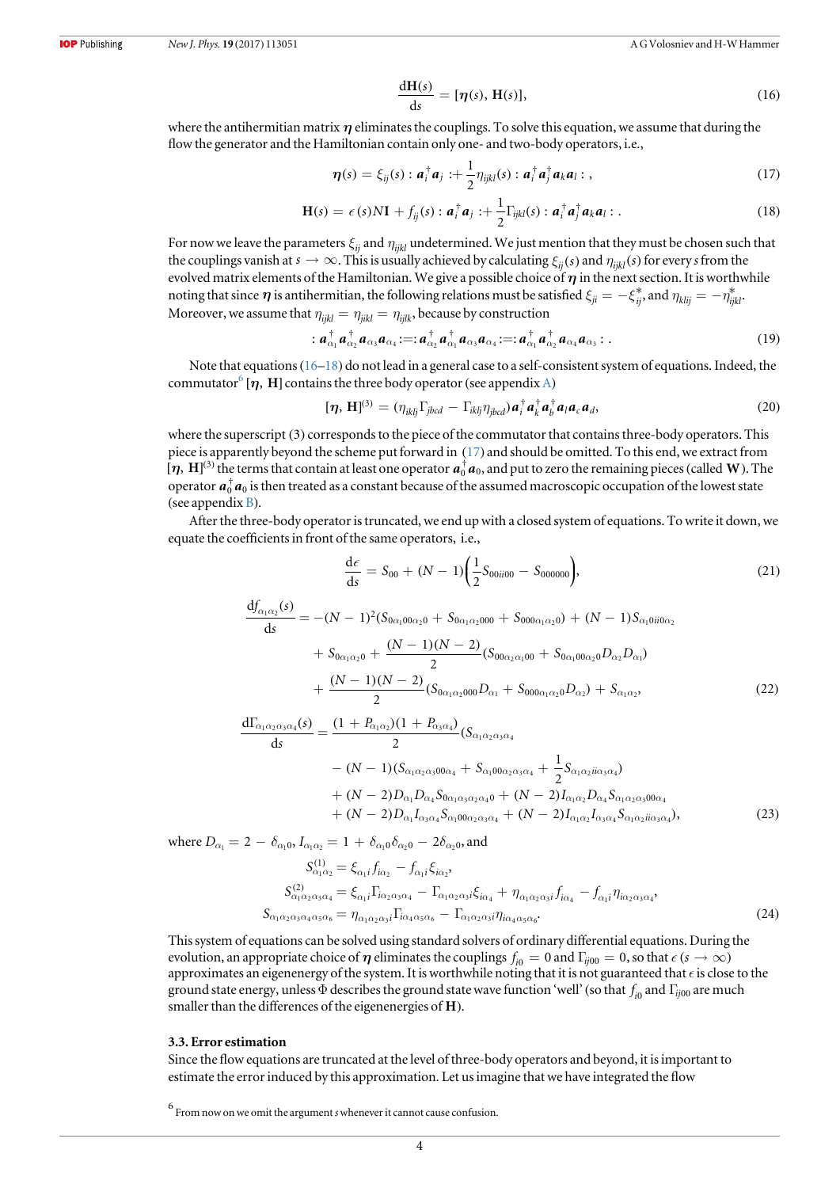$$\frac{\mathrm{d}\mathbf{H}(s)}{\mathrm{d}s} = [\boldsymbol{\eta}(s), \mathbf{H}(s)], \tag{16}$$

where the antihermitian matrix $\boldsymbol{\eta}$ eliminates the couplings. To solve this equation, we assume that during the flow the generator and the Hamiltonian contain only one- and two-body operators, i.e.,

$$\boldsymbol{\eta}(s) = \xi_{ij}(s) : \boldsymbol{a}_i^\dagger \boldsymbol{a}_j : + \frac{1}{2}\eta_{ijkl}(s) : \boldsymbol{a}_i^\dagger \boldsymbol{a}_j^\dagger \boldsymbol{a}_k \boldsymbol{a}_l : , \tag{17}$$

$$\mathbf{H}(s) = \epsilon(s) N\mathbf{I} + f_{ij}(s) : \boldsymbol{a}_i^\dagger \boldsymbol{a}_j : + \frac{1}{2}\Gamma_{ijkl}(s) : \boldsymbol{a}_i^\dagger \boldsymbol{a}_j^\dagger \boldsymbol{a}_k \boldsymbol{a}_l : . \tag{18}$$

For now we leave the parameters $\xi_{ij}$ and $\eta_{ijkl}$ undetermined. We just mention that they must be chosen such that the couplings vanish at $s \to \infty$. This is usually achieved by calculating $\xi_{ij}(s)$ and $\eta_{ijkl}(s)$ for every $s$ from the evolved matrix elements of the Hamiltonian. We give a possible choice of $\boldsymbol{\eta}$ in the next section. It is worthwhile noting that since $\boldsymbol{\eta}$ is antihermitian, the following relations must be satisfied $\xi_{ji} = -\xi_{ij}^*$, and $\eta_{klij} = -\eta_{ijkl}^*$. Moreover, we assume that $\eta_{ijkl} = \eta_{jikl} = \eta_{ijlk}$, because by construction

$$: \boldsymbol{a}_{\alpha_1}^\dagger \boldsymbol{a}_{\alpha_2}^\dagger \boldsymbol{a}_{\alpha_3} \boldsymbol{a}_{\alpha_4} :=: \boldsymbol{a}_{\alpha_2}^\dagger \boldsymbol{a}_{\alpha_1}^\dagger \boldsymbol{a}_{\alpha_3} \boldsymbol{a}_{\alpha_4} :=: \boldsymbol{a}_{\alpha_1}^\dagger \boldsymbol{a}_{\alpha_2}^\dagger \boldsymbol{a}_{\alpha_4} \boldsymbol{a}_{\alpha_3} : . \tag{19}$$

Note that equations (16–18) do not lead in a general case to a self-consistent system of equations. Indeed, the commutator[6] $[\boldsymbol{\eta}, \mathbf{H}]$ contains the three body operator (see appendix A)

$$[\boldsymbol{\eta}, \mathbf{H}]^{(3)} = (\eta_{iklj}\Gamma_{jbcd} - \Gamma_{iklj}\eta_{jbcd})\boldsymbol{a}_i^\dagger \boldsymbol{a}_k^\dagger \boldsymbol{a}_b^\dagger \boldsymbol{a}_l \boldsymbol{a}_c \boldsymbol{a}_d, \tag{20}$$

where the superscript (3) corresponds to the piece of the commutator that contains three-body operators. This piece is apparently beyond the scheme put forward in (17) and should be omitted. To this end, we extract from $[\boldsymbol{\eta}, \mathbf{H}]^{(3)}$ the terms that contain at least one operator $\boldsymbol{a}_0^\dagger \boldsymbol{a}_0$, and put to zero the remaining pieces (called $\mathbf{W}$). The operator $\boldsymbol{a}_0^\dagger \boldsymbol{a}_0$ is then treated as a constant because of the assumed macroscopic occupation of the lowest state (see appendix B).

After the three-body operator is truncated, we end up with a closed system of equations. To write it down, we equate the coefficients in front of the same operators, i.e.,

$$\frac{\mathrm{d}\epsilon}{\mathrm{d}s} = S_{00} + (N-1)\left(\frac{1}{2}S_{00ii00} - S_{000000}\right), \tag{21}$$

$$\begin{aligned}
\frac{\mathrm{d}f_{\alpha_1\alpha_2}(s)}{\mathrm{d}s} = &-(N-1)^2(S_{0\alpha_1 00\alpha_2 0} + S_{0\alpha_1\alpha_2 000} + S_{000\alpha_1\alpha_2 0}) + (N-1)S_{\alpha_1 0ii0\alpha_2} \\
&+ S_{0\alpha_1\alpha_2 0} + \frac{(N-1)(N-2)}{2}(S_{00\alpha_2\alpha_1 00} + S_{0\alpha_1 00\alpha_2 0}D_{\alpha_2}D_{\alpha_1}) \\
&+ \frac{(N-1)(N-2)}{2}(S_{0\alpha_1\alpha_2 000}D_{\alpha_1} + S_{000\alpha_1\alpha_2 0}D_{\alpha_2}) + S_{\alpha_1\alpha_2},
\end{aligned} \tag{22}$$

$$\begin{aligned}
\frac{\mathrm{d}\Gamma_{\alpha_1\alpha_2\alpha_3\alpha_4}(s)}{\mathrm{d}s} = &\frac{(1+P_{\alpha_1\alpha_2})(1+P_{\alpha_3\alpha_4})}{2}(S_{\alpha_1\alpha_2\alpha_3\alpha_4} \\
&- (N-1)(S_{\alpha_1\alpha_2\alpha_3 00\alpha_4} + S_{\alpha_1 00\alpha_2\alpha_3\alpha_4} + \frac{1}{2}S_{\alpha_1\alpha_2 ii\alpha_3\alpha_4}) \\
&+ (N-2)D_{\alpha_1}D_{\alpha_4}S_{0\alpha_1\alpha_3\alpha_2\alpha_4 0} + (N-2)I_{\alpha_1\alpha_2}D_{\alpha_4}S_{\alpha_1\alpha_2\alpha_3 00\alpha_4} \\
&+ (N-2)D_{\alpha_1}I_{\alpha_3\alpha_4}S_{\alpha_1 00\alpha_2\alpha_3\alpha_4} + (N-2)I_{\alpha_1\alpha_2}I_{\alpha_3\alpha_4}S_{\alpha_1\alpha_2 ii\alpha_3\alpha_4}),
\end{aligned} \tag{23}$$

where $D_{\alpha_1} = 2 - \delta_{\alpha_1 0}$, $I_{\alpha_1\alpha_2} = 1 + \delta_{\alpha_1 0}\delta_{\alpha_2 0} - 2\delta_{\alpha_2 0}$, and

$$\begin{aligned}
S^{(1)}_{\alpha_1\alpha_2} &= \xi_{\alpha_1 i}f_{i\alpha_2} - f_{\alpha_1 i}\xi_{i\alpha_2}, \\
S^{(2)}_{\alpha_1\alpha_2\alpha_3\alpha_4} &= \xi_{\alpha_1 i}\Gamma_{i\alpha_2\alpha_3\alpha_4} - \Gamma_{\alpha_1\alpha_2\alpha_3 i}\xi_{i\alpha_4} + \eta_{\alpha_1\alpha_2\alpha_3 i}f_{i\alpha_4} - f_{\alpha_1 i}\eta_{i\alpha_2\alpha_3\alpha_4}, \\
S_{\alpha_1\alpha_2\alpha_3\alpha_4\alpha_5\alpha_6} &= \eta_{\alpha_1\alpha_2\alpha_3 i}\Gamma_{i\alpha_4\alpha_5\alpha_6} - \Gamma_{\alpha_1\alpha_2\alpha_3 i}\eta_{i\alpha_4\alpha_5\alpha_6}.
\end{aligned} \tag{24}$$

This system of equations can be solved using standard solvers of ordinary differential equations. During the evolution, an appropriate choice of $\boldsymbol{\eta}$ eliminates the couplings $f_{i0} = 0$ and $\Gamma_{ij00} = 0$, so that $\epsilon$ ($s \to \infty$) approximates an eigenenergy of the system. It is worthwhile noting that it is not guaranteed that $\epsilon$ is close to the ground state energy, unless $\Phi$ describes the ground state wave function 'well' (so that $f_{i0}$ and $\Gamma_{ij00}$ are much smaller than the differences of the eigenenergies of $\mathbf{H}$).

### 3.3. Error estimation

Since the flow equations are truncated at the level of three-body operators and beyond, it is important to estimate the error induced by this approximation. Let us imagine that we have integrated the flow

[6] From now on we omit the argument $s$ whenever it cannot cause confusion.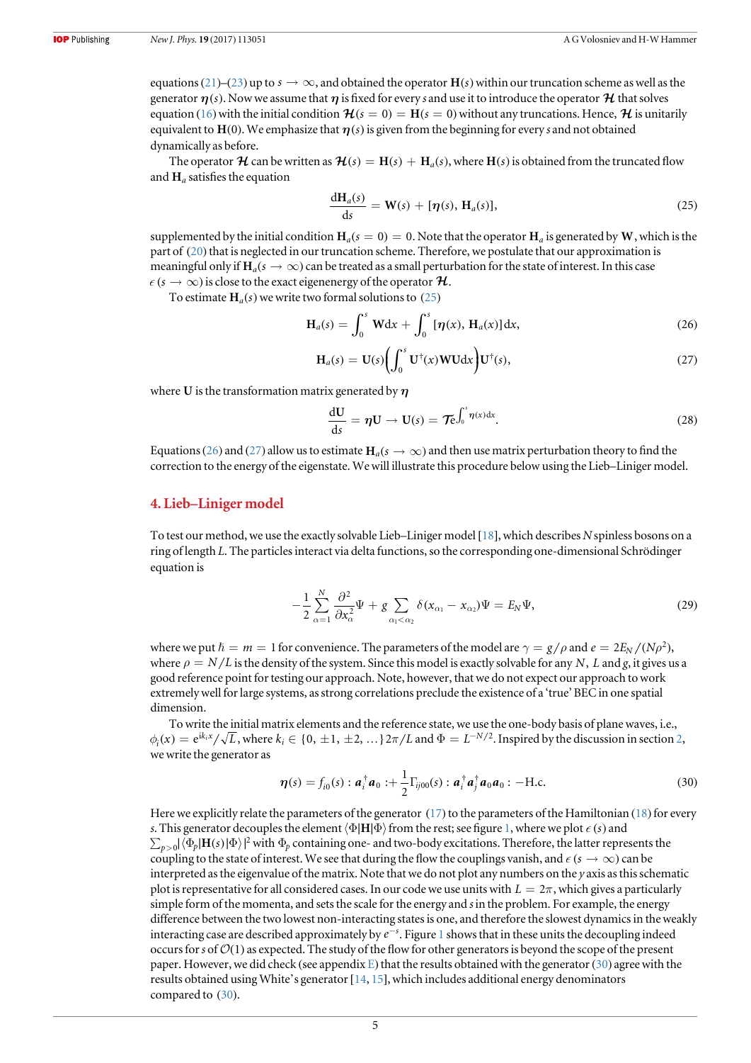equations (21)–(23) up to $s \to \infty$, and obtained the operator $\mathbf{H}(s)$ within our truncation scheme as well as the generator $\boldsymbol{\eta}(s)$. Now we assume that $\boldsymbol{\eta}$ is fixed for every $s$ and use it to introduce the operator $\boldsymbol{\mathcal{H}}$ that solves equation (16) with the initial condition $\boldsymbol{\mathcal{H}}(s=0) = \mathbf{H}(s=0)$ without any truncations. Hence, $\boldsymbol{\mathcal{H}}$ is unitarily equivalent to $\mathbf{H}(0)$. We emphasize that $\boldsymbol{\eta}(s)$ is given from the beginning for every $s$ and not obtained dynamically as before.

The operator $\boldsymbol{\mathcal{H}}$ can be written as $\boldsymbol{\mathcal{H}}(s) = \mathbf{H}(s) + \mathbf{H}_a(s)$, where $\mathbf{H}(s)$ is obtained from the truncated flow and $\mathbf{H}_a$ satisfies the equation

$$\frac{\mathrm{d}\mathbf{H}_a(s)}{\mathrm{d}s} = \mathbf{W}(s) + [\boldsymbol{\eta}(s), \mathbf{H}_a(s)], \tag{25}$$

supplemented by the initial condition $\mathbf{H}_a(s=0) = 0$. Note that the operator $\mathbf{H}_a$ is generated by $\mathbf{W}$, which is the part of (20) that is neglected in our truncation scheme. Therefore, we postulate that our approximation is meaningful only if $\mathbf{H}_a(s \to \infty)$ can be treated as a small perturbation for the state of interest. In this case $\epsilon(s \to \infty)$ is close to the exact eigenenergy of the operator $\boldsymbol{\mathcal{H}}$.

To estimate $\mathbf{H}_a(s)$ we write two formal solutions to (25)

$$\mathbf{H}_a(s) = \int_0^s \mathbf{W}\mathrm{d}x + \int_0^s [\boldsymbol{\eta}(x), \mathbf{H}_a(x)]\mathrm{d}x, \tag{26}$$

$$\mathbf{H}_a(s) = \mathbf{U}(s)\left(\int_0^s \mathbf{U}^\dagger(x)\mathbf{W}\mathbf{U}\mathrm{d}x\right)\mathbf{U}^\dagger(s), \tag{27}$$

where $\mathbf{U}$ is the transformation matrix generated by $\boldsymbol{\eta}$

$$\frac{\mathrm{d}\mathbf{U}}{\mathrm{d}s} = \boldsymbol{\eta}\mathbf{U} \to \mathbf{U}(s) = \mathcal{T}\mathrm{e}^{\int_0^s \boldsymbol{\eta}(x)\mathrm{d}x}. \tag{28}$$

Equations (26) and (27) allow us to estimate $\mathbf{H}_a(s \to \infty)$ and then use matrix perturbation theory to find the correction to the energy of the eigenstate. We will illustrate this procedure below using the Lieb–Liniger model.

## 4. Lieb–Liniger model

To test our method, we use the exactly solvable Lieb–Liniger model [18], which describes $N$ spinless bosons on a ring of length $L$. The particles interact via delta functions, so the corresponding one-dimensional Schrödinger equation is

$$-\frac{1}{2}\sum_{\alpha=1}^{N}\frac{\partial^2}{\partial x_\alpha^2}\Psi + g\sum_{\alpha_1<\alpha_2}\delta(x_{\alpha_1} - x_{\alpha_2})\Psi = E_N\Psi, \tag{29}$$

where we put $\hbar = m = 1$ for convenience. The parameters of the model are $\gamma = g/\rho$ and $e = 2E_N/(N\rho^2)$, where $\rho = N/L$ is the density of the system. Since this model is exactly solvable for any $N$, $L$ and $g$, it gives us a good reference point for testing our approach. Note, however, that we do not expect our approach to work extremely well for large systems, as strong correlations preclude the existence of a 'true' BEC in one spatial dimension.

To write the initial matrix elements and the reference state, we use the one-body basis of plane waves, i.e., $\phi_i(x) = \mathrm{e}^{\mathrm{i}k_i x}/\sqrt{L}$, where $k_i \in \{0, \pm 1, \pm 2, \ldots\}2\pi/L$ and $\Phi = L^{-N/2}$. Inspired by the discussion in section 2, we write the generator as

$$\boldsymbol{\eta}(s) = f_{i0}(s) : \boldsymbol{a}_i^\dagger \boldsymbol{a}_0 : + \frac{1}{2}\Gamma_{ij00}(s) : \boldsymbol{a}_i^\dagger \boldsymbol{a}_j^\dagger \boldsymbol{a}_0 \boldsymbol{a}_0 : -\mathrm{H.c.} \tag{30}$$

Here we explicitly relate the parameters of the generator (17) to the parameters of the Hamiltonian (18) for every $s$. This generator decouples the element $\langle\Phi|\mathbf{H}|\Phi\rangle$ from the rest; see figure 1, where we plot $\epsilon(s)$ and $\sum_{p>0}|\langle\Phi_p|\mathbf{H}(s)|\Phi\rangle|^2$ with $\Phi_p$ containing one- and two-body excitations. Therefore, the latter represents the coupling to the state of interest. We see that during the flow the couplings vanish, and $\epsilon(s \to \infty)$ can be interpreted as the eigenvalue of the matrix. Note that we do not plot any numbers on the $y$ axis as this schematic plot is representative for all considered cases. In our code we use units with $L = 2\pi$, which gives a particularly simple form of the momenta, and sets the scale for the energy and $s$ in the problem. For example, the energy difference between the two lowest non-interacting states is one, and therefore the slowest dynamics in the weakly interacting case are described approximately by $e^{-s}$. Figure 1 shows that in these units the decoupling indeed occurs for $s$ of $\mathcal{O}(1)$ as expected. The study of the flow for other generators is beyond the scope of the present paper. However, we did check (see appendix E) that the results obtained with the generator (30) agree with the results obtained using White's generator [14, 15], which includes additional energy denominators compared to (30).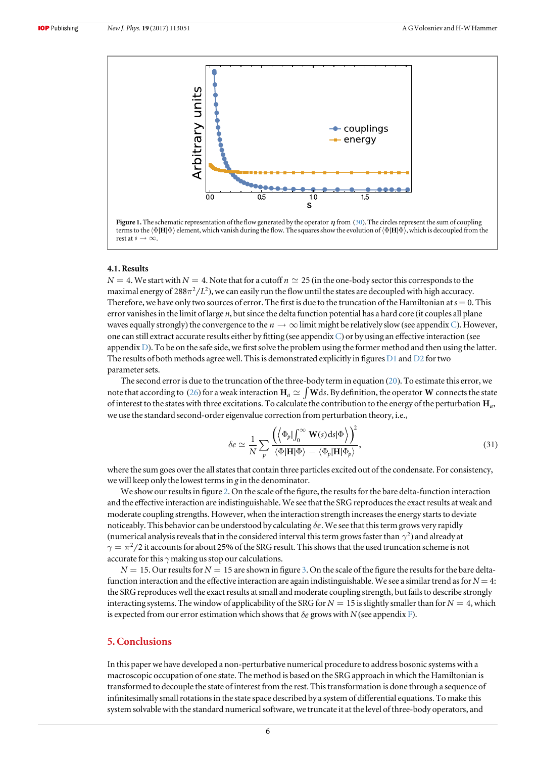**Figure 1.** The schematic representation of the flow generated by the operator $\boldsymbol{\eta}$ from (30). The circles represent the sum of coupling terms to the $\langle\Phi|\mathbf{H}|\Phi\rangle$ element, which vanish during the flow. The squares show the evolution of $\langle\Phi|\mathbf{H}|\Phi\rangle$, which is decoupled from the rest at $s \to \infty$.

### 4.1. Results

$N = 4$. We start with $N = 4$. Note that for a cutoff $n \simeq 25$ (in the one-body sector this corresponds to the maximal energy of $288\pi^2/L^2$), we can easily run the flow until the states are decoupled with high accuracy. Therefore, we have only two sources of error. The first is due to the truncation of the Hamiltonian at $s = 0$. This error vanishes in the limit of large $n$, but since the delta function potential has a hard core (it couples all plane waves equally strongly) the convergence to the $n \to \infty$ limit might be relatively slow (see appendix C). However, one can still extract accurate results either by fitting (see appendix C) or by using an effective interaction (see appendix D). To be on the safe side, we first solve the problem using the former method and then using the latter. The results of both methods agree well. This is demonstrated explicitly in figures D1 and D2 for two parameter sets.

The second error is due to the truncation of the three-body term in equation (20). To estimate this error, we note that according to (26) for a weak interaction $\mathbf{H}_a \simeq \int \mathbf{W} ds$. By definition, the operator $\mathbf{W}$ connects the state of interest to the states with three excitations. To calculate the contribution to the energy of the perturbation $\mathbf{H}_a$, we use the standard second-order eigenvalue correction from perturbation theory, i.e.,

$$\delta e \simeq \frac{1}{N} \sum_p \frac{\left(\left\langle \Phi_p | \int_0^\infty \mathbf{W}(s) ds | \Phi \right\rangle\right)^2}{\langle \Phi|\mathbf{H}|\Phi\rangle - \langle \Phi_p|\mathbf{H}|\Phi_p\rangle}, \tag{31}$$

where the sum goes over the all states that contain three particles excited out of the condensate. For consistency, we will keep only the lowest terms in $g$ in the denominator.

We show our results in figure 2. On the scale of the figure, the results for the bare delta-function interaction and the effective interaction are indistinguishable. We see that the SRG reproduces the exact results at weak and moderate coupling strengths. However, when the interaction strength increases the energy starts to deviate noticeably. This behavior can be understood by calculating $\delta e$. We see that this term grows very rapidly (numerical analysis reveals that in the considered interval this term grows faster than $\gamma^2$) and already at $\gamma = \pi^2/2$ it accounts for about 25% of the SRG result. This shows that the used truncation scheme is not accurate for this $\gamma$ making us stop our calculations.

$N = 15$. Our results for $N = 15$ are shown in figure 3. On the scale of the figure the results for the bare delta-function interaction and the effective interaction are again indistinguishable. We see a similar trend as for $N = 4$: the SRG reproduces well the exact results at small and moderate coupling strength, but fails to describe strongly interacting systems. The window of applicability of the SRG for $N = 15$ is slightly smaller than for $N = 4$, which is expected from our error estimation which shows that $\delta e$ grows with $N$ (see appendix F).

## 5. Conclusions

In this paper we have developed a non-perturbative numerical procedure to address bosonic systems with a macroscopic occupation of one state. The method is based on the SRG approach in which the Hamiltonian is transformed to decouple the state of interest from the rest. This transformation is done through a sequence of infinitesimally small rotations in the state space described by a system of differential equations. To make this system solvable with the standard numerical software, we truncate it at the level of three-body operators, and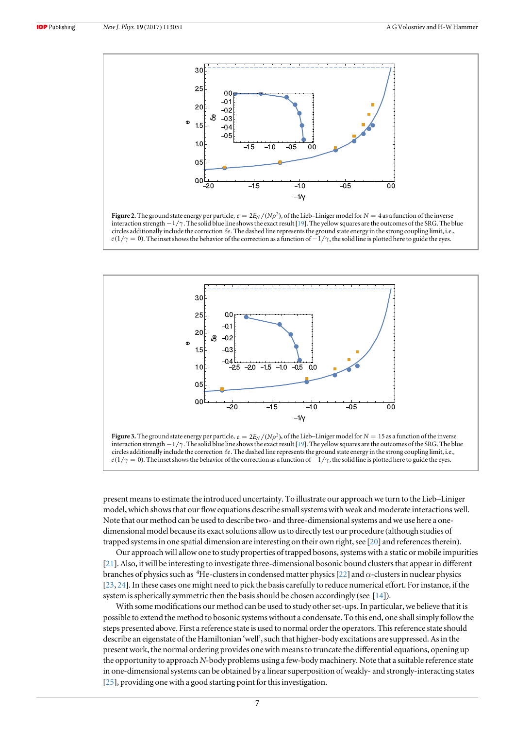**Figure 2.** The ground state energy per particle, $e = 2E_N/(N\rho^2)$, of the Lieb–Liniger model for $N = 4$ as a function of the inverse interaction strength $-1/\gamma$. The solid blue line shows the exact result [19]. The yellow squares are the outcomes of the SRG. The blue circles additionally include the correction $\delta e$. The dashed line represents the ground state energy in the strong coupling limit, i.e., $e(1/\gamma = 0)$. The inset shows the behavior of the correction as a function of $-1/\gamma$, the solid line is plotted here to guide the eyes.

**Figure 3.** The ground state energy per particle, $e = 2E_N/(N\rho^2)$, of the Lieb–Liniger model for $N = 15$ as a function of the inverse interaction strength $-1/\gamma$. The solid blue line shows the exact result [19]. The yellow squares are the outcomes of the SRG. The blue circles additionally include the correction $\delta e$. The dashed line represents the ground state energy in the strong coupling limit, i.e., $e(1/\gamma = 0)$. The inset shows the behavior of the correction as a function of $-1/\gamma$, the solid line is plotted here to guide the eyes.

present means to estimate the introduced uncertainty. To illustrate our approach we turn to the Lieb–Liniger model, which shows that our flow equations describe small systems with weak and moderate interactions well. Note that our method can be used to describe two- and three-dimensional systems and we use here a one-dimensional model because its exact solutions allow us to directly test our procedure (although studies of trapped systems in one spatial dimension are interesting on their own right, see [20] and references therein).

Our approach will allow one to study properties of trapped bosons, systems with a static or mobile impurities [21]. Also, it will be interesting to investigate three-dimensional bosonic bound clusters that appear in different branches of physics such as $^4$He-clusters in condensed matter physics [22] and $\alpha$-clusters in nuclear physics [23, 24]. In these cases one might need to pick the basis carefully to reduce numerical effort. For instance, if the system is spherically symmetric then the basis should be chosen accordingly (see [14]).

With some modifications our method can be used to study other set-ups. In particular, we believe that it is possible to extend the method to bosonic systems without a condensate. To this end, one shall simply follow the steps presented above. First a reference state is used to normal order the operators. This reference state should describe an eigenstate of the Hamiltonian 'well', such that higher-body excitations are suppressed. As in the present work, the normal ordering provides one with means to truncate the differential equations, opening up the opportunity to approach $N$-body problems using a few-body machinery. Note that a suitable reference state in one-dimensional systems can be obtained by a linear superposition of weakly- and strongly-interacting states [25], providing one with a good starting point for this investigation.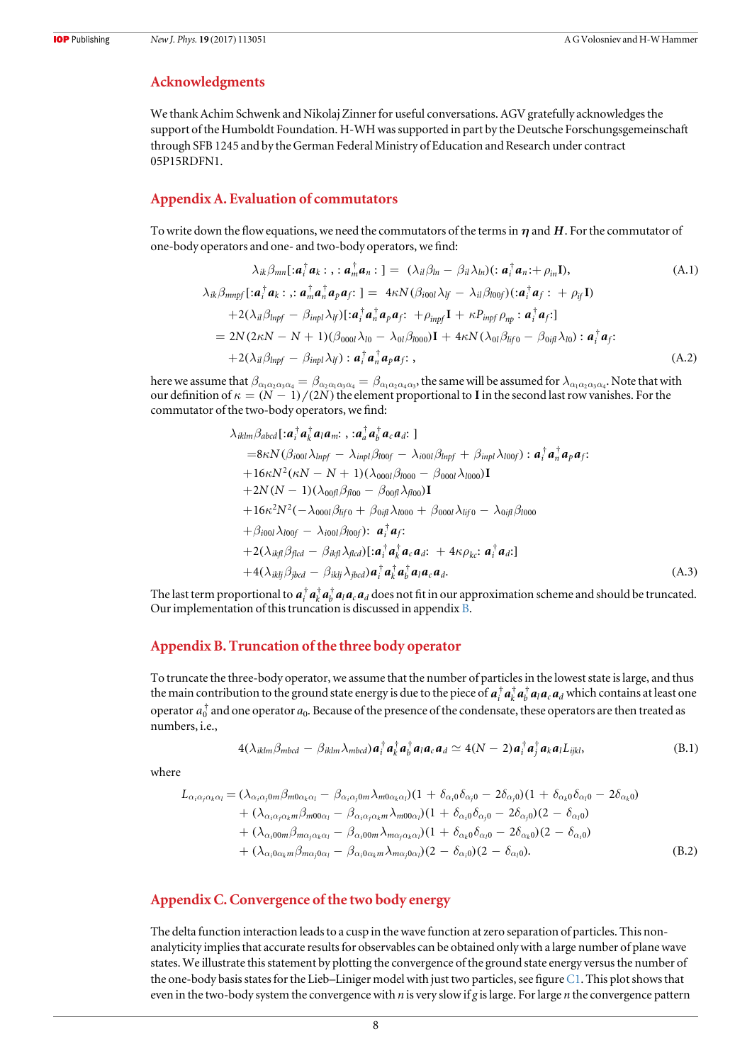## Acknowledgments

We thank Achim Schwenk and Nikolaj Zinner for useful conversations. AGV gratefully acknowledges the support of the Humboldt Foundation. H-WH was supported in part by the Deutsche Forschungsgemeinschaft through SFB 1245 and by the German Federal Ministry of Education and Research under contract 05P15RDFN1.

## Appendix A. Evaluation of commutators

To write down the flow equations, we need the commutators of the terms in $\boldsymbol{\eta}$ and $\boldsymbol{H}$. For the commutator of one-body operators and one- and two-body operators, we find:

$$\lambda_{ik}\beta_{mn}[:\boldsymbol{a}_i^\dagger \boldsymbol{a}_k : , : \boldsymbol{a}_m^\dagger \boldsymbol{a}_n :] = (\lambda_{il}\beta_{ln} - \beta_{il}\lambda_{ln})(: \boldsymbol{a}_i^\dagger \boldsymbol{a}_n : + \rho_{in}\mathbf{I}), \tag{A.1}$$

$$\begin{aligned}
\lambda_{ik}\beta_{mnpf}[:\boldsymbol{a}_i^\dagger \boldsymbol{a}_k : ,: \boldsymbol{a}_m^\dagger \boldsymbol{a}_n^\dagger \boldsymbol{a}_p \boldsymbol{a}_f :] &= 4\kappa N(\beta_{i00l}\lambda_{lf} - \lambda_{il}\beta_{l00f})(:\boldsymbol{a}_i^\dagger \boldsymbol{a}_f : + \rho_{if}\mathbf{I}) \\
&+2(\lambda_{il}\beta_{lnpf} - \beta_{inpl}\lambda_{lf})[:\boldsymbol{a}_i^\dagger \boldsymbol{a}_n^\dagger \boldsymbol{a}_p \boldsymbol{a}_f : + \rho_{inpf}\mathbf{I} + \kappa P_{inpf}\rho_{np} : \boldsymbol{a}_i^\dagger \boldsymbol{a}_f :] \\
&= 2N(2\kappa N - N + 1)(\beta_{000l}\lambda_{l0} - \lambda_{0l}\beta_{l000})\mathbf{I} + 4\kappa N(\lambda_{0l}\beta_{lif0} - \beta_{0ifl}\lambda_{l0}) : \boldsymbol{a}_i^\dagger \boldsymbol{a}_f : \\
&+2(\lambda_{il}\beta_{lnpf} - \beta_{inpl}\lambda_{lf}) : \boldsymbol{a}_i^\dagger \boldsymbol{a}_n^\dagger \boldsymbol{a}_p \boldsymbol{a}_f : ,
\end{aligned} \tag{A.2}$$

here we assume that $\beta_{\alpha_1\alpha_2\alpha_3\alpha_4} = \beta_{\alpha_2\alpha_1\alpha_3\alpha_4} = \beta_{\alpha_1\alpha_2\alpha_4\alpha_3}$, the same will be assumed for $\lambda_{\alpha_1\alpha_2\alpha_3\alpha_4}$. Note that with our definition of $\kappa = (N-1)/(2N)$ the element proportional to $\mathbf{I}$ in the second last row vanishes. For the commutator of the two-body operators, we find:

$$\begin{aligned}
&\lambda_{iklm}\beta_{abcd}[:\boldsymbol{a}_i^\dagger \boldsymbol{a}_k^\dagger \boldsymbol{a}_l \boldsymbol{a}_m : , :\boldsymbol{a}_a^\dagger \boldsymbol{a}_b^\dagger \boldsymbol{a}_c \boldsymbol{a}_d :] \\
&\quad = 8\kappa N(\beta_{i00l}\lambda_{lnpf} - \lambda_{inpl}\beta_{l00f} - \lambda_{i00l}\beta_{lnpf} + \beta_{inpl}\lambda_{l00f}) : \boldsymbol{a}_i^\dagger \boldsymbol{a}_n^\dagger \boldsymbol{a}_p \boldsymbol{a}_f : \\
&\quad +16\kappa N^2(\kappa N - N + 1)(\lambda_{000l}\beta_{l000} - \beta_{000l}\lambda_{l000})\mathbf{I} \\
&\quad +2N(N-1)(\lambda_{00fl}\beta_{fl00} - \beta_{00fl}\lambda_{fl00})\mathbf{I} \\
&\quad +16\kappa^2 N^2(-\lambda_{000l}\beta_{lif0} + \beta_{0ifl}\lambda_{l000} + \beta_{000l}\lambda_{lif0} - \lambda_{0ifl}\beta_{l000} \\
&\quad +\beta_{i00l}\lambda_{l00f} - \lambda_{i00l}\beta_{l00f}) : \boldsymbol{a}_i^\dagger \boldsymbol{a}_f : \\
&\quad +2(\lambda_{ikfl}\beta_{flcd} - \beta_{ikfl}\lambda_{flcd})[:\boldsymbol{a}_i^\dagger \boldsymbol{a}_k^\dagger \boldsymbol{a}_c \boldsymbol{a}_d : + 4\kappa\rho_{kc} : \boldsymbol{a}_i^\dagger \boldsymbol{a}_d :] \\
&\quad +4(\lambda_{iklj}\beta_{jbcd} - \beta_{iklj}\lambda_{jbcd})\boldsymbol{a}_i^\dagger \boldsymbol{a}_k^\dagger \boldsymbol{a}_b^\dagger \boldsymbol{a}_l \boldsymbol{a}_c \boldsymbol{a}_d .
\end{aligned} \tag{A.3}$$

The last term proportional to $\boldsymbol{a}_i^\dagger \boldsymbol{a}_k^\dagger \boldsymbol{a}_b^\dagger \boldsymbol{a}_l \boldsymbol{a}_c \boldsymbol{a}_d$ does not fit in our approximation scheme and should be truncated. Our implementation of this truncation is discussed in appendix B.

## Appendix B. Truncation of the three body operator

To truncate the three-body operator, we assume that the number of particles in the lowest state is large, and thus the main contribution to the ground state energy is due to the piece of $\boldsymbol{a}_i^\dagger \boldsymbol{a}_k^\dagger \boldsymbol{a}_b^\dagger \boldsymbol{a}_l \boldsymbol{a}_c \boldsymbol{a}_d$ which contains at least one operator $a_0^\dagger$ and one operator $a_0$. Because of the presence of the condensate, these operators are then treated as numbers, i.e.,

$$4(\lambda_{iklm}\beta_{mbcd} - \beta_{iklm}\lambda_{mbcd})\boldsymbol{a}_i^\dagger \boldsymbol{a}_k^\dagger \boldsymbol{a}_b^\dagger \boldsymbol{a}_l \boldsymbol{a}_c \boldsymbol{a}_d \simeq 4(N-2)\boldsymbol{a}_i^\dagger \boldsymbol{a}_j^\dagger \boldsymbol{a}_k \boldsymbol{a}_l L_{ijkl}, \tag{B.1}$$

where

$$\begin{aligned}
L_{\alpha_i\alpha_j\alpha_k\alpha_l} &= (\lambda_{\alpha_i\alpha_j0m}\beta_{m0\alpha_k\alpha_l} - \beta_{\alpha_i\alpha_j0m}\lambda_{m0\alpha_k\alpha_l})(1 + \delta_{\alpha_i0}\delta_{\alpha_j0} - 2\delta_{\alpha_j0})(1 + \delta_{\alpha_k0}\delta_{\alpha_l0} - 2\delta_{\alpha_k0}) \\
&+ (\lambda_{\alpha_i\alpha_j\alpha_km}\beta_{m00\alpha_l} - \beta_{\alpha_i\alpha_j\alpha_km}\lambda_{m00\alpha_l})(1 + \delta_{\alpha_i0}\delta_{\alpha_j0} - 2\delta_{\alpha_j0})(2 - \delta_{\alpha_l0}) \\
&+ (\lambda_{\alpha_i00m}\beta_{m\alpha_j\alpha_k\alpha_l} - \beta_{\alpha_i00m}\lambda_{m\alpha_j\alpha_k\alpha_l})(1 + \delta_{\alpha_k0}\delta_{\alpha_l0} - 2\delta_{\alpha_k0})(2 - \delta_{\alpha_i0}) \\
&+ (\lambda_{\alpha_i0\alpha_km}\beta_{m\alpha_j0\alpha_l} - \beta_{\alpha_i0\alpha_km}\lambda_{m\alpha_j0\alpha_l})(2 - \delta_{\alpha_i0})(2 - \delta_{\alpha_l0}).
\end{aligned} \tag{B.2}$$

## Appendix C. Convergence of the two body energy

The delta function interaction leads to a cusp in the wave function at zero separation of particles. This non-analyticity implies that accurate results for observables can be obtained only with a large number of plane wave states. We illustrate this statement by plotting the convergence of the ground state energy versus the number of the one-body basis states for the Lieb–Liniger model with just two particles, see figure C1. This plot shows that even in the two-body system the convergence with $n$ is very slow if $g$ is large. For large $n$ the convergence pattern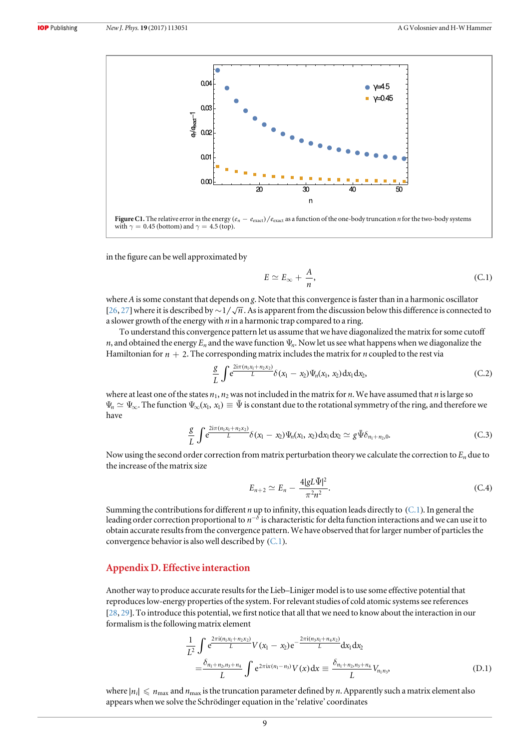Figure C1. The relative error in the energy $(e_n - e_{\text{exact}})/e_{\text{exact}}$ as a function of the one-body truncation $n$ for the two-body systems with $\gamma = 0.45$ (bottom) and $\gamma = 4.5$ (top).

in the figure can be well approximated by

$$E \simeq E_\infty + \frac{A}{n}, \tag{C.1}$$

where $A$ is some constant that depends on $g$. Note that this convergence is faster than in a harmonic oscillator [26, 27] where it is described by $\sim 1/\sqrt{n}$. As is apparent from the discussion below this difference is connected to a slower growth of the energy with $n$ in a harmonic trap compared to a ring.

To understand this convergence pattern let us assume that we have diagonalized the matrix for some cutoff $n$, and obtained the energy $E_n$ and the wave function $\Psi_n$. Now let us see what happens when we diagonalize the Hamiltonian for $n + 2$. The corresponding matrix includes the matrix for $n$ coupled to the rest via

$$\frac{g}{L}\int e^{\frac{2i\pi(n_1 x_1 + n_2 x_2)}{L}} \delta(x_1 - x_2)\Psi_n(x_1, x_2)\mathrm{d}x_1\mathrm{d}x_2, \tag{C.2}$$

where at least one of the states $n_1, n_2$ was not included in the matrix for $n$. We have assumed that $n$ is large so $\Psi_n \simeq \Psi_\infty$. The function $\Psi_\infty(x_1, x_1) \equiv \bar{\Psi}$ is constant due to the rotational symmetry of the ring, and therefore we have

$$\frac{g}{L}\int e^{\frac{2i\pi(n_1 x_1 + n_2 x_2)}{L}} \delta(x_1 - x_2)\Psi_n(x_1, x_2)\mathrm{d}x_1\mathrm{d}x_2 \simeq g\bar{\Psi}\delta_{n_1+n_2,0}. \tag{C.3}$$

Now using the second order correction from matrix perturbation theory we calculate the correction to $E_n$ due to the increase of the matrix size

$$E_{n+2} \simeq E_n - \frac{4|gL\bar{\Psi}|^2}{\pi^2 n^2}. \tag{C.4}$$

Summing the contributions for different $n$ up to infinity, this equation leads directly to (C.1). In general the leading order correction proportional to $n^{-\delta}$ is characteristic for delta function interactions and we can use it to obtain accurate results from the convergence pattern. We have observed that for larger number of particles the convergence behavior is also well described by (C.1).

## Appendix D. Effective interaction

Another way to produce accurate results for the Lieb–Liniger model is to use some effective potential that reproduces low-energy properties of the system. For relevant studies of cold atomic systems see references [28, 29]. To introduce this potential, we first notice that all that we need to know about the interaction in our formalism is the following matrix element

$$\frac{1}{L^2}\int e^{\frac{2\pi i(n_1 x_1 + n_2 x_2)}{L}} V(x_1 - x_2) e^{-\frac{2\pi i(n_3 x_1 + n_4 x_2)}{L}}\mathrm{d}x_1\mathrm{d}x_2$$
$$= \frac{\delta_{n_1+n_2,n_3+n_4}}{L}\int e^{2\pi i x(n_1 - n_3)} V(x)\mathrm{d}x \equiv \frac{\delta_{n_1+n_2,n_3+n_4}}{L} V_{n_1 n_3}, \tag{D.1}$$

where $|n_i| \leqslant n_{\max}$ and $n_{\max}$ is the truncation parameter defined by $n$. Apparently such a matrix element also appears when we solve the Schrödinger equation in the 'relative' coordinates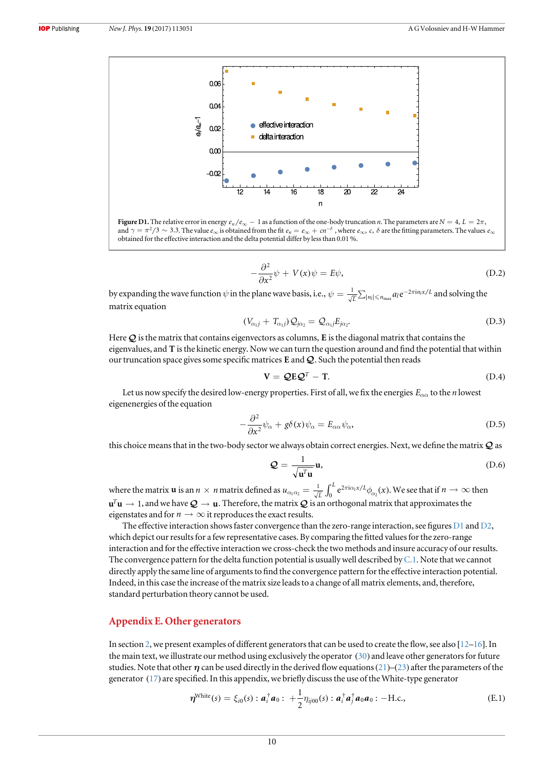**Figure D1.** The relative error in energy $e_n/e_\infty - 1$ as a function of the one-body truncation $n$. The parameters are $N = 4$, $L = 2\pi$, and $\gamma = \pi^2/3 \sim 3.3$. The value $e_\infty$ is obtained from the fit $e_n = e_\infty + cn^{-\delta}$, where $e_\infty$, $c$, $\delta$ are the fitting parameters. The values $e_\infty$ obtained for the effective interaction and the delta potential differ by less than 0.01 %.

$$-\frac{\partial^2}{\partial x^2}\psi + V(x)\psi = E\psi, \tag{D.2}$$

by expanding the wave function $\psi$ in the plane wave basis, i.e., $\psi = \frac{1}{\sqrt{L}}\sum_{|n_l|\leqslant n_{\max}} a_l \mathrm{e}^{-2\pi i n_l x/L}$ and solving the matrix equation

$$(V_{\alpha_1 j} + T_{\alpha_1 j})\mathcal{Q}_{j\alpha_2} = \mathcal{Q}_{\alpha_1 j}E_{j\alpha_2}. \tag{D.3}$$

Here $\mathcal{Q}$ is the matrix that contains eigenvectors as columns, $\mathbf{E}$ is the diagonal matrix that contains the eigenvalues, and $\mathbf{T}$ is the kinetic energy. Now we can turn the question around and find the potential that within our truncation space gives some specific matrices $\mathbf{E}$ and $\mathcal{Q}$. Such the potential then reads

$$\mathbf{V} = \mathcal{Q}\mathbf{E}\mathcal{Q}^T - \mathbf{T}. \tag{D.4}$$

Let us now specify the desired low-energy properties. First of all, we fix the energies $E_{\alpha\alpha}$ to the $n$ lowest eigenenergies of the equation

$$-\frac{\partial^2}{\partial x^2}\psi_\alpha + g\delta(x)\psi_\alpha = E_{\alpha\alpha}\psi_\alpha, \tag{D.5}$$

this choice means that in the two-body sector we always obtain correct energies. Next, we define the matrix $\mathcal{Q}$ as

$$\mathcal{Q} = \frac{1}{\sqrt{\mathbf{u}^T\mathbf{u}}}\mathbf{u}, \tag{D.6}$$

where the matrix $\mathbf{u}$ is an $n \times n$ matrix defined as $u_{\alpha_1\alpha_2} = \frac{1}{\sqrt{L}}\int_0^L \mathrm{e}^{2\pi i\alpha_1 x/L}\phi_{\alpha_2}(x)$. We see that if $n \to \infty$ then $\mathbf{u}^T\mathbf{u} \to 1$, and we have $\mathcal{Q} \to \mathbf{u}$. Therefore, the matrix $\mathcal{Q}$ is an orthogonal matrix that approximates the eigenstates and for $n \to \infty$ it reproduces the exact results.

The effective interaction shows faster convergence than the zero-range interaction, see figures D1 and D2, which depict our results for a few representative cases. By comparing the fitted values for the zero-range interaction and for the effective interaction we cross-check the two methods and insure accuracy of our results. The convergence pattern for the delta function potential is usually well described by C.1. Note that we cannot directly apply the same line of arguments to find the convergence pattern for the effective interaction potential. Indeed, in this case the increase of the matrix size leads to a change of all matrix elements, and, therefore, standard perturbation theory cannot be used.

## Appendix E. Other generators

In section 2, we present examples of different generators that can be used to create the flow, see also [12–16]. In the main text, we illustrate our method using exclusively the operator (30) and leave other generators for future studies. Note that other $\boldsymbol{\eta}$ can be used directly in the derived flow equations (21)–(23) after the parameters of the generator (17) are specified. In this appendix, we briefly discuss the use of the White-type generator

$$\boldsymbol{\eta}^{\mathrm{White}}(s) = \xi_{i0}(s) : \boldsymbol{a}_i^\dagger \boldsymbol{a}_0 : + \frac{1}{2}\eta_{ij00}(s) : \boldsymbol{a}_i^\dagger \boldsymbol{a}_j^\dagger \boldsymbol{a}_0 \boldsymbol{a}_0 : -\mathrm{H.c.}, \tag{E.1}$$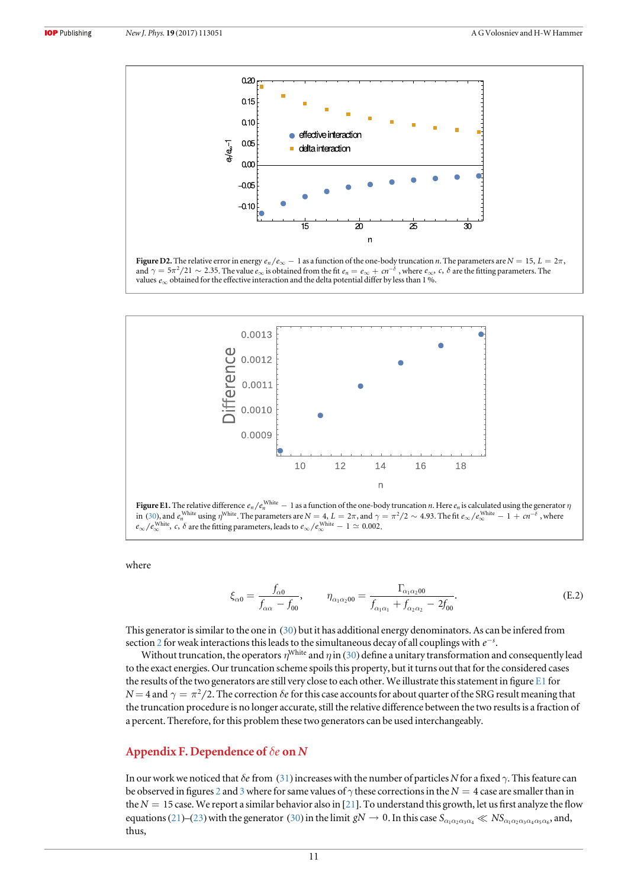**Figure D2.** The relative error in energy $e_n/e_\infty - 1$ as a function of the one-body truncation $n$. The parameters are $N = 15$, $L = 2\pi$, and $\gamma = 5\pi^2/21 \sim 2.35$. The value $e_\infty$ is obtained from the fit $e_n = e_\infty + cn^{-\delta}$, where $e_\infty$, $c$, $\delta$ are the fitting parameters. The values $e_\infty$ obtained for the effective interaction and the delta potential differ by less than 1 %.

**Figure E1.** The relative difference $e_n/e_n^{\text{White}} - 1$ as a function of the one-body truncation $n$. Here $e_n$ is calculated using the generator $\eta$ in (30), and $e_n^{\text{White}}$ using $\eta^{\text{White}}$. The parameters are $N = 4$, $L = 2\pi$, and $\gamma = \pi^2/2 \sim 4.93$. The fit $e_\infty/e_\infty^{\text{White}} - 1 + cn^{-\delta}$, where $e_\infty/e_\infty^{\text{White}}$, $c$, $\delta$ are the fitting parameters, leads to $e_\infty/e_\infty^{\text{White}} - 1 \simeq 0.002$.

where

$$\xi_{\alpha 0} = \frac{f_{\alpha 0}}{f_{\alpha\alpha} - f_{00}}, \qquad \eta_{\alpha_1\alpha_2 00} = \frac{\Gamma_{\alpha_1\alpha_2 00}}{f_{\alpha_1\alpha_1} + f_{\alpha_2\alpha_2} - 2f_{00}}. \tag{E.2}$$

This generator is similar to the one in (30) but it has additional energy denominators. As can be infered from section 2 for weak interactions this leads to the simultaneous decay of all couplings with $e^{-s}$.

Without truncation, the operators $\eta^{\text{White}}$ and $\eta$ in (30) define a unitary transformation and consequently lead to the exact energies. Our truncation scheme spoils this property, but it turns out that for the considered cases the results of the two generators are still very close to each other. We illustrate this statement in figure E1 for $N = 4$ and $\gamma = \pi^2/2$. The correction $\delta e$ for this case accounts for about quarter of the SRG result meaning that the truncation procedure is no longer accurate, still the relative difference between the two results is a fraction of a percent. Therefore, for this problem these two generators can be used interchangeably.

## Appendix F. Dependence of $\delta e$ on $N$

In our work we noticed that $\delta e$ from (31) increases with the number of particles $N$ for a fixed $\gamma$. This feature can be observed in figures 2 and 3 where for same values of $\gamma$ these corrections in the $N = 4$ case are smaller than in the $N = 15$ case. We report a similar behavior also in [21]. To understand this growth, let us first analyze the flow equations (21)–(23) with the generator (30) in the limit $gN \to 0$. In this case $S_{\alpha_1\alpha_2\alpha_3\alpha_4} \ll NS_{\alpha_1\alpha_2\alpha_3\alpha_4\alpha_5\alpha_6}$, and, thus,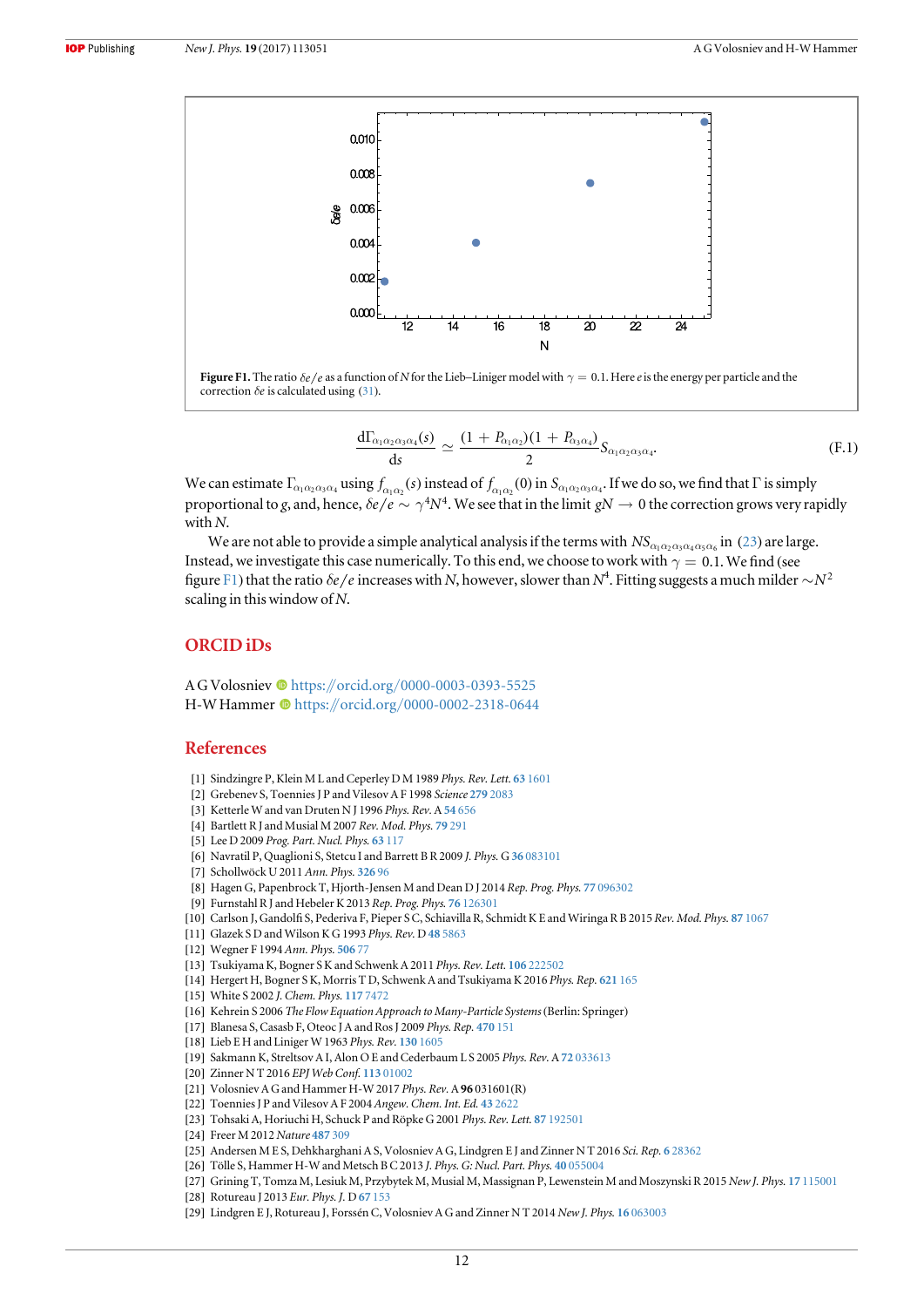0.010

0.008

0.006

0.004

0.002

0.000

δe/e

12 14 16 18 20 22 24

N

**Figure F1.** The ratio $\delta e/e$ as a function of $N$ for the Lieb–Liniger model with $\gamma = 0.1$. Here $e$ is the energy per particle and the correction $\delta e$ is calculated using (31).

$$\frac{d\Gamma_{\alpha_1\alpha_2\alpha_3\alpha_4}(s)}{ds} \simeq \frac{(1 + P_{\alpha_1\alpha_2})(1 + P_{\alpha_3\alpha_4})}{2} S_{\alpha_1\alpha_2\alpha_3\alpha_4}. \tag{F.1}$$

We can estimate $\Gamma_{\alpha_1\alpha_2\alpha_3\alpha_4}$ using $f_{\alpha_1\alpha_2}(s)$ instead of $f_{\alpha_1\alpha_2}(0)$ in $S_{\alpha_1\alpha_2\alpha_3\alpha_4}$. If we do so, we find that $\Gamma$ is simply proportional to $g$, and, hence, $\delta e/e \sim \gamma^4 N^4$. We see that in the limit $gN \to 0$ the correction grows very rapidly with $N$.

We are not able to provide a simple analytical analysis if the terms with $NS_{\alpha_1\alpha_2\alpha_3\alpha_4\alpha_5\alpha_6}$ in (23) are large. Instead, we investigate this case numerically. To this end, we choose to work with $\gamma = 0.1$. We find (see figure F1) that the ratio $\delta e/e$ increases with $N$, however, slower than $N^4$. Fitting suggests a much milder $\sim N^2$ scaling in this window of $N$.

## ORCID iDs

A G Volosniev https://orcid.org/0000-0003-0393-5525
H-W Hammer https://orcid.org/0000-0002-2318-0644

## References

[1] Sindzingre P, Klein M L and Ceperley D M 1989 *Phys. Rev. Lett.* **63** 1601
[2] Grebenev S, Toennies J P and Vilesov A F 1998 *Science* **279** 2083
[3] Ketterle W and van Druten N J 1996 *Phys. Rev.* A **54** 656
[4] Bartlett R J and Musial M 2007 *Rev. Mod. Phys.* **79** 291
[5] Lee D 2009 *Prog. Part. Nucl. Phys.* **63** 117
[6] Navratil P, Quaglioni S, Stetcu I and Barrett B R 2009 *J. Phys.* G **36** 083101
[7] Schollwöck U 2011 *Ann. Phys.* **326** 96
[8] Hagen G, Papenbrock T, Hjorth-Jensen M and Dean D J 2014 *Rep. Prog. Phys.* **77** 096302
[9] Furnstahl R J and Hebeler K 2013 *Rep. Prog. Phys.* **76** 126301
[10] Carlson J, Gandolfi S, Pederiva F, Pieper S C, Schiavilla R, Schmidt K E and Wiringa R B 2015 *Rev. Mod. Phys.* **87** 1067
[11] Glazek S D and Wilson K G 1993 *Phys. Rev.* D **48** 5863
[12] Wegner F 1994 *Ann. Phys.* **506** 77
[13] Tsukiyama K, Bogner S K and Schwenk A 2011 *Phys. Rev. Lett.* **106** 222502
[14] Hergert H, Bogner S K, Morris T D, Schwenk A and Tsukiyama K 2016 *Phys. Rep.* **621** 165
[15] White S 2002 *J. Chem. Phys.* **117** 7472
[16] Kehrein S 2006 *The Flow Equation Approach to Many-Particle Systems* (Berlin: Springer)
[17] Blanesa S, Casasb F, Oteoc J A and Ros J 2009 *Phys. Rep.* **470** 151
[18] Lieb E H and Liniger W 1963 *Phys. Rev.* **130** 1605
[19] Sakmann K, Streltsov A I, Alon O E and Cederbaum L S 2005 *Phys. Rev.* A **72** 033613
[20] Zinner N T 2016 *EPJ Web Conf.* **113** 01002
[21] Volosniev A G and Hammer H-W 2017 *Phys. Rev.* A **96** 031601(R)
[22] Toennies J P and Vilesov A F 2004 *Angew. Chem. Int. Ed.* **43** 2622
[23] Tohsaki A, Horiuchi H, Schuck P and Röpke G 2001 *Phys. Rev. Lett.* **87** 192501
[24] Freer M 2012 *Nature* **487** 309
[25] Andersen M E S, Dehkharghani A S, Volosniev A G, Lindgren E J and Zinner N T 2016 *Sci. Rep.* **6** 28362
[26] Tölle S, Hammer H-W and Metsch B C 2013 *J. Phys. G: Nucl. Part. Phys.* **40** 055004
[27] Grining T, Tomza M, Lesiuk M, Przybytek M, Musial M, Massignan P, Lewenstein M and Moszynski R 2015 *New J. Phys.* **17** 115001
[28] Rotureau J 2013 *Eur. Phys. J.* D **67** 153
[29] Lindgren E J, Rotureau J, Forssén C, Volosniev A G and Zinner N T 2014 *New J. Phys.* **16** 063003